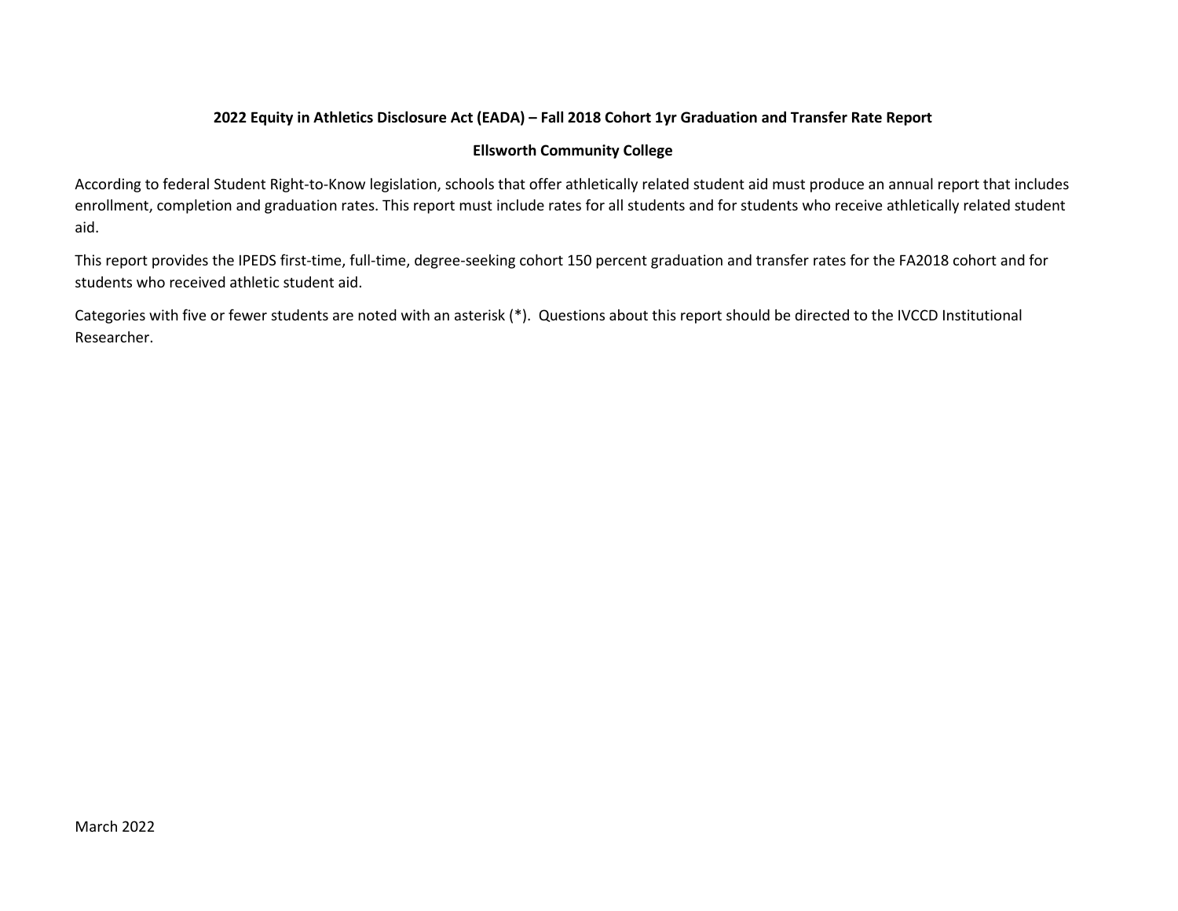## 2022 Equity in Athletics Disclosure Act (EADA) – Fall 2018 Cohort 1yr Graduation and Transfer Rate Report

### Ellsworth Community College

According to federal Student Right-to-Know legislation, schools that offer athletically related student aid must produce an annual report that includes enrollment, completion and graduation rates. This report must include rates for all students and for students who receive athletically related student aid.

This report provides the IPEDS first-time, full-time, degree-seeking cohort 150 percent graduation and transfer rates for the FA2018 cohort and for students who received athletic student aid.

Categories with five or fewer students are noted with an asterisk (*). Questions about this report should be directed to the IVCCD Institutional Researcher.

March 2022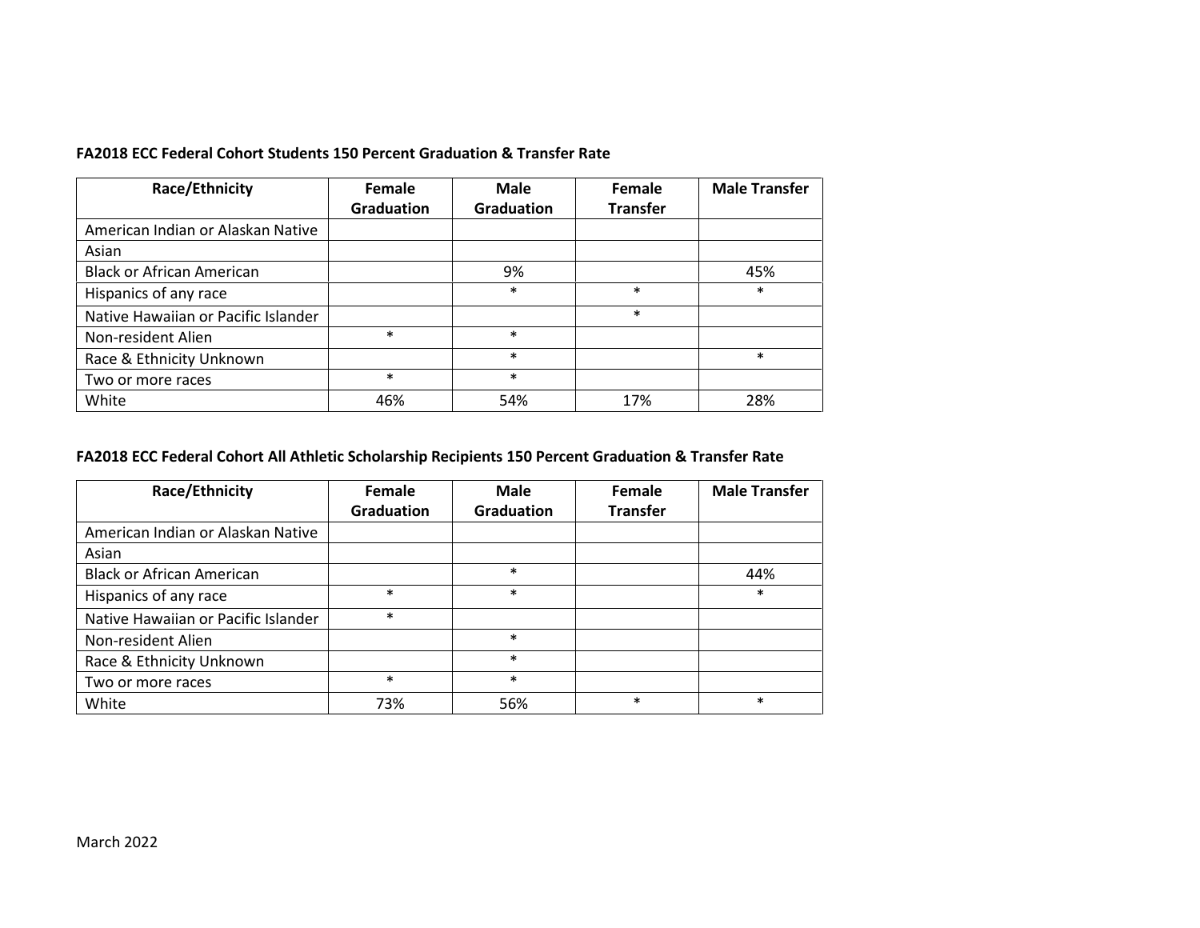**FA2018 ECC Federal Cohort Students 150 Percent Graduation & Transfer Rate**

| Race/Ethnicity | Female Graduation | Male Graduation | Female Transfer | Male Transfer |
|---|---|---|---|---|
| American Indian or Alaskan Native | | | | |
| Asian | | | | |
| Black or African American | | 9% | | 45% |
| Hispanics of any race | | * | * | * |
| Native Hawaiian or Pacific Islander | | | * | |
| Non-resident Alien | * | * | | |
| Race & Ethnicity Unknown | | * | | * |
| Two or more races | * | * | | |
| White | 46% | 54% | 17% | 28% |

**FA2018 ECC Federal Cohort All Athletic Scholarship Recipients 150 Percent Graduation & Transfer Rate**

| Race/Ethnicity | Female Graduation | Male Graduation | Female Transfer | Male Transfer |
|---|---|---|---|---|
| American Indian or Alaskan Native | | | | |
| Asian | | | | |
| Black or African American | | * | | 44% |
| Hispanics of any race | * | * | | * |
| Native Hawaiian or Pacific Islander | * | | | |
| Non-resident Alien | | * | | |
| Race & Ethnicity Unknown | | * | | |
| Two or more races | * | * | | |
| White | 73% | 56% | * | * |

March 2022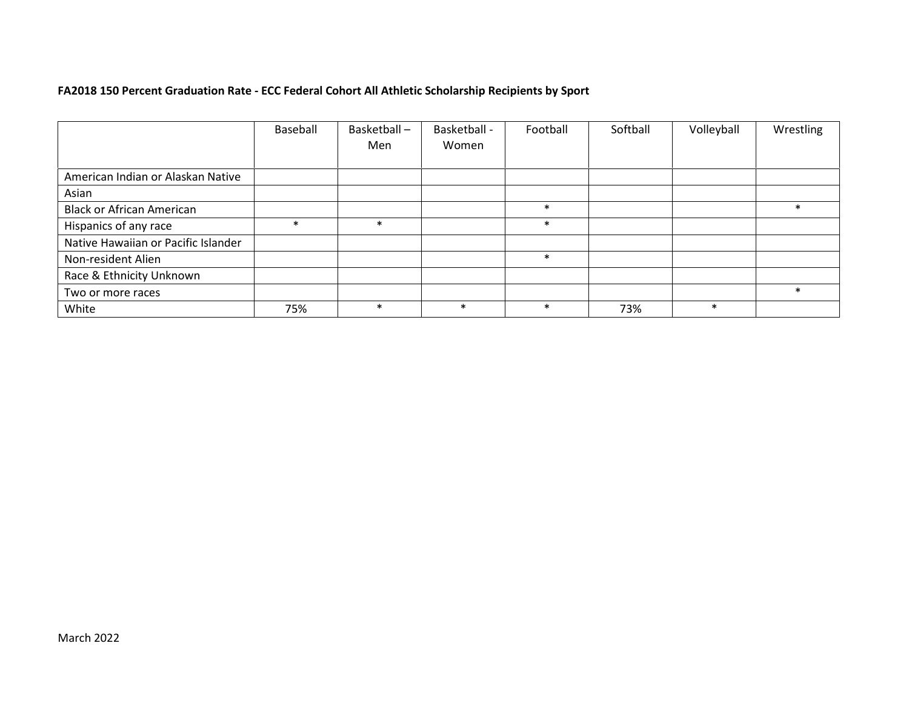**FA2018 150 Percent Graduation Rate - ECC Federal Cohort All Athletic Scholarship Recipients by Sport**

| | Baseball | Basketball – Men | Basketball - Women | Football | Softball | Volleyball | Wrestling |
|---|---|---|---|---|---|---|---|
| American Indian or Alaskan Native | | | | | | | |
| Asian | | | | | | | |
| Black or African American | | | | * | | | * |
| Hispanics of any race | * | * | | * | | | |
| Native Hawaiian or Pacific Islander | | | | | | | |
| Non-resident Alien | | | | * | | | |
| Race & Ethnicity Unknown | | | | | | | |
| Two or more races | | | | | | | * |
| White | 75% | * | * | * | 73% | * | |

March 2022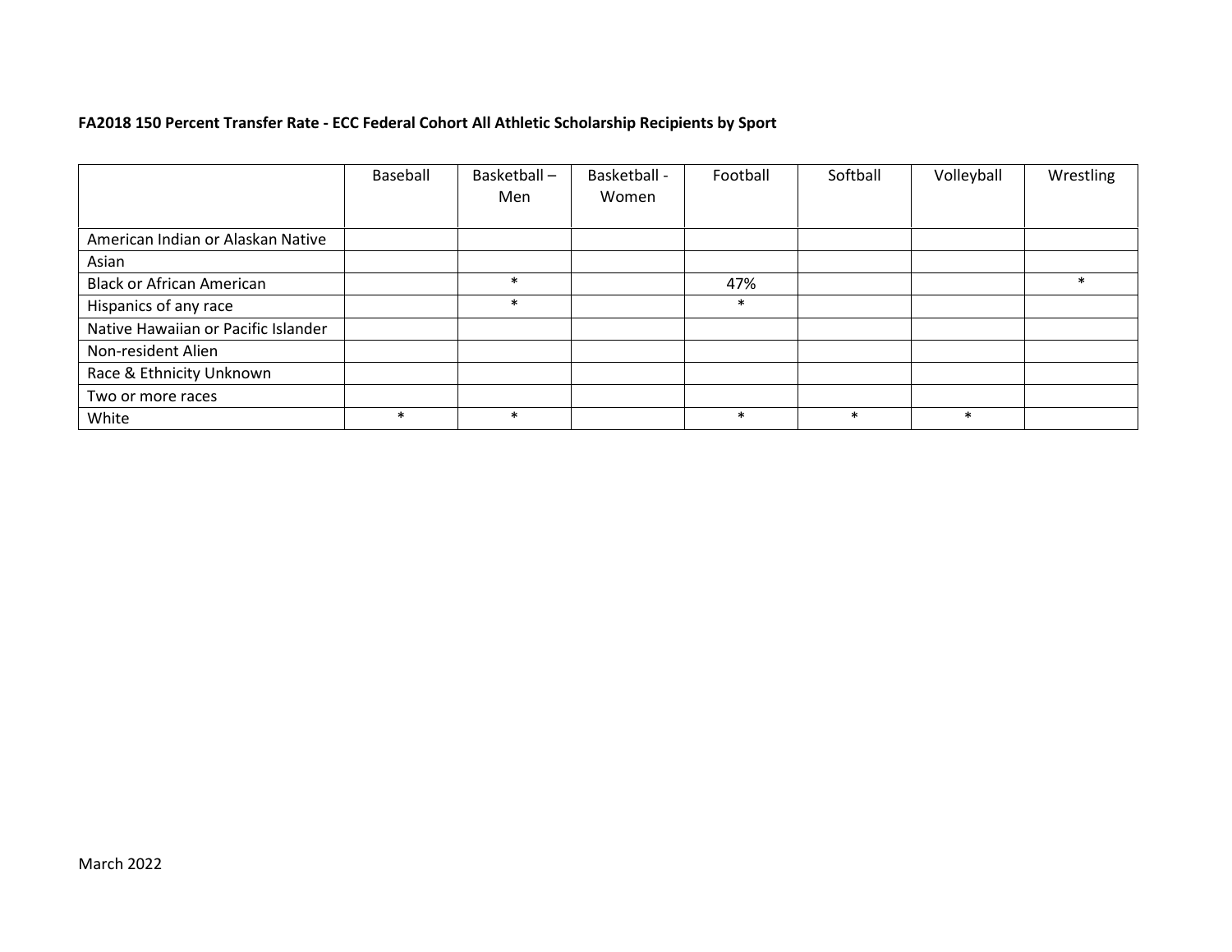**FA2018 150 Percent Transfer Rate - ECC Federal Cohort All Athletic Scholarship Recipients by Sport**

| | Baseball | Basketball – Men | Basketball - Women | Football | Softball | Volleyball | Wrestling |
|---|---|---|---|---|---|---|---|
| American Indian or Alaskan Native | | | | | | | |
| Asian | | | | | | | |
| Black or African American | | * | | 47% | | | * |
| Hispanics of any race | | * | | * | | | |
| Native Hawaiian or Pacific Islander | | | | | | | |
| Non-resident Alien | | | | | | | |
| Race & Ethnicity Unknown | | | | | | | |
| Two or more races | | | | | | | |
| White | * | * | | * | * | * | |

March 2022